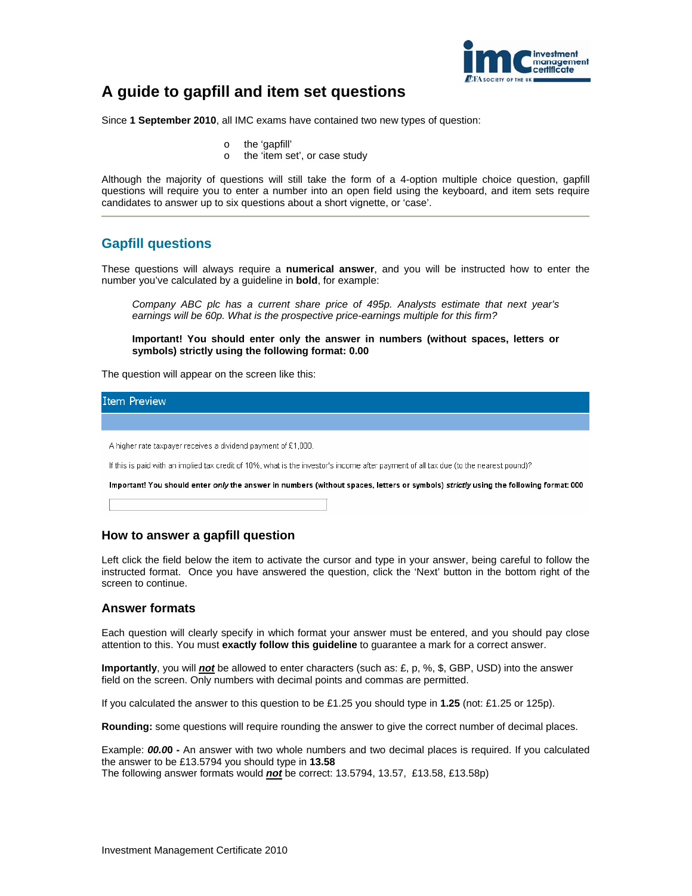# A guide to gapfill and item set questions

Since **1 September 2010**, all IMC exams have contained two new types of question:

- the 'gapfill'
- the 'item set', or case study

Although the majority of questions will still take the form of a 4-option multiple choice question, gapfill questions will require you to enter a number into an open field using the keyboard, and item sets require candidates to answer up to six questions about a short vignette, or 'case'.

---

## Gapfill questions

These questions will always require a **numerical answer**, and you will be instructed how to enter the number you've calculated by a guideline in **bold**, for example:

> *Company ABC plc has a current share price of 495p. Analysts estimate that next year's earnings will be 60p. What is the prospective price-earnings multiple for this firm?*
>
> **Important! You should enter only the answer in numbers (without spaces, letters or symbols) strictly using the following format: 0.00**

The question will appear on the screen like this:

> Item Preview
>
> A higher rate taxpayer receives a dividend payment of £1,000.
>
> If this is paid with an implied tax credit of 10%, what is the investor's income after payment of all tax due (to the nearest pound)?
>
> **Important! You should enter *only* the answer in numbers (without spaces, letters or symbols) *strictly* using the following format: 000**

### How to answer a gapfill question

Left click the field below the item to activate the cursor and type in your answer, being careful to follow the instructed format. Once you have answered the question, click the 'Next' button in the bottom right of the screen to continue.

### Answer formats

Each question will clearly specify in which format your answer must be entered, and you should pay close attention to this. You must **exactly follow this guideline** to guarantee a mark for a correct answer.

**Importantly**, you will ***not*** be allowed to enter characters (such as: £, p, %, $, GBP, USD) into the answer field on the screen. Only numbers with decimal points and commas are permitted.

If you calculated the answer to this question to be £1.25 you should type in **1.25** (not: £1.25 or 125p).

**Rounding:** some questions will require rounding the answer to give the correct number of decimal places.

Example: ***00.00* -** An answer with two whole numbers and two decimal places is required. If you calculated the answer to be £13.5794 you should type in **13.58**
The following answer formats would ***not*** be correct: 13.5794, 13.57, £13.58, £13.58p)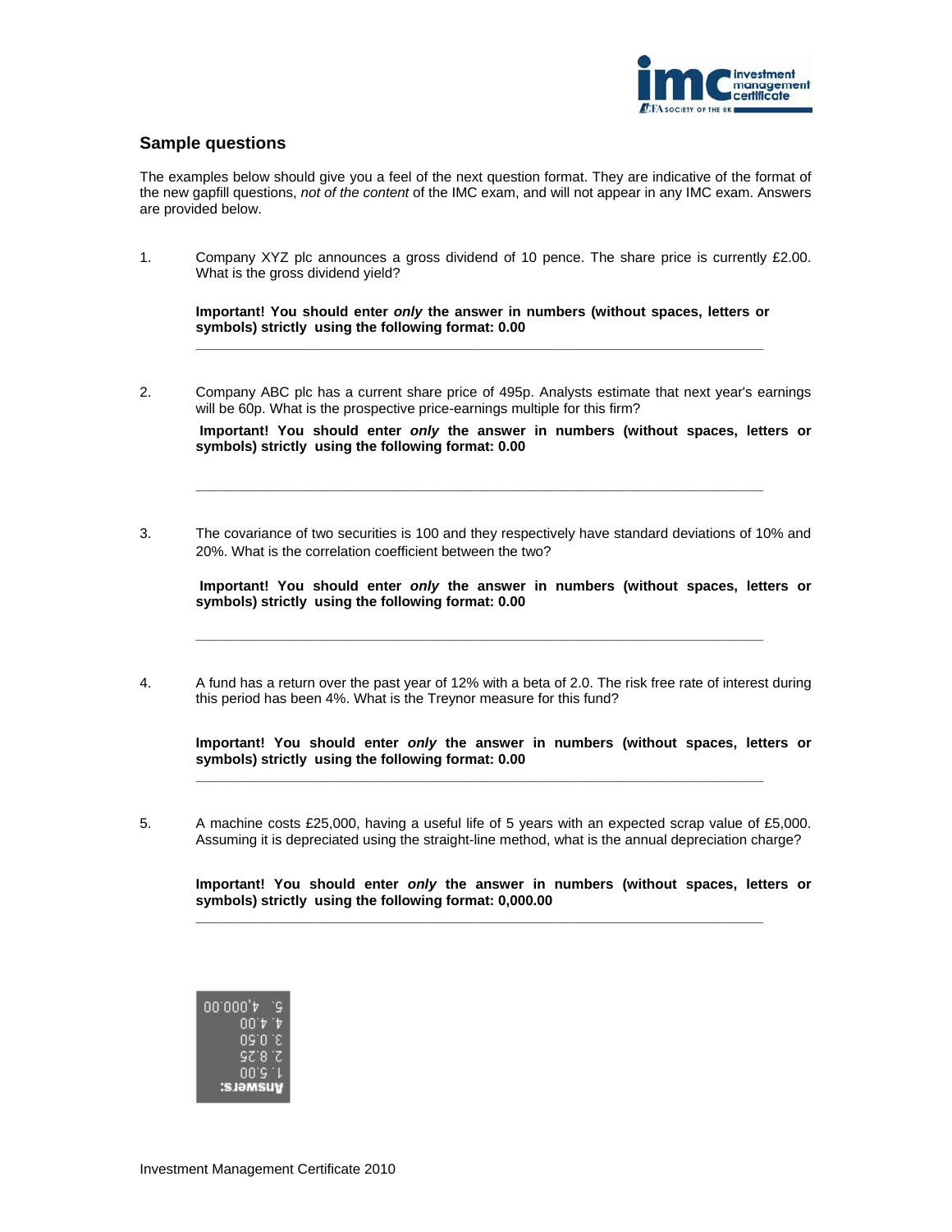## Sample questions

The examples below should give you a feel of the next question format. They are indicative of the format of the new gapfill questions, *not of the content* of the IMC exam, and will not appear in any IMC exam. Answers are provided below.

1. Company XYZ plc announces a gross dividend of 10 pence. The share price is currently £2.00. What is the gross dividend yield?

   **Important! You should enter *only* the answer in numbers (without spaces, letters or symbols) strictly using the following format: 0.00**

   ___

2. Company ABC plc has a current share price of 495p. Analysts estimate that next year's earnings will be 60p. What is the prospective price-earnings multiple for this firm?

   **Important! You should enter *only* the answer in numbers (without spaces, letters or symbols) strictly using the following format: 0.00**

   ___

3. The covariance of two securities is 100 and they respectively have standard deviations of 10% and 20%. What is the correlation coefficient between the two?

   **Important! You should enter *only* the answer in numbers (without spaces, letters or symbols) strictly using the following format: 0.00**

   ___

4. A fund has a return over the past year of 12% with a beta of 2.0. The risk free rate of interest during this period has been 4%. What is the Treynor measure for this fund?

   **Important! You should enter *only* the answer in numbers (without spaces, letters or symbols) strictly using the following format: 0.00**

   ___

5. A machine costs £25,000, having a useful life of 5 years with an expected scrap value of £5,000. Assuming it is depreciated using the straight-line method, what is the annual depreciation charge?

   **Important! You should enter *only* the answer in numbers (without spaces, letters or symbols) strictly using the following format: 0,000.00**

   ___

**Answers:**
1. 5.00
2. 8.25
3. 0.50
4. 4.00
5. 4,000.00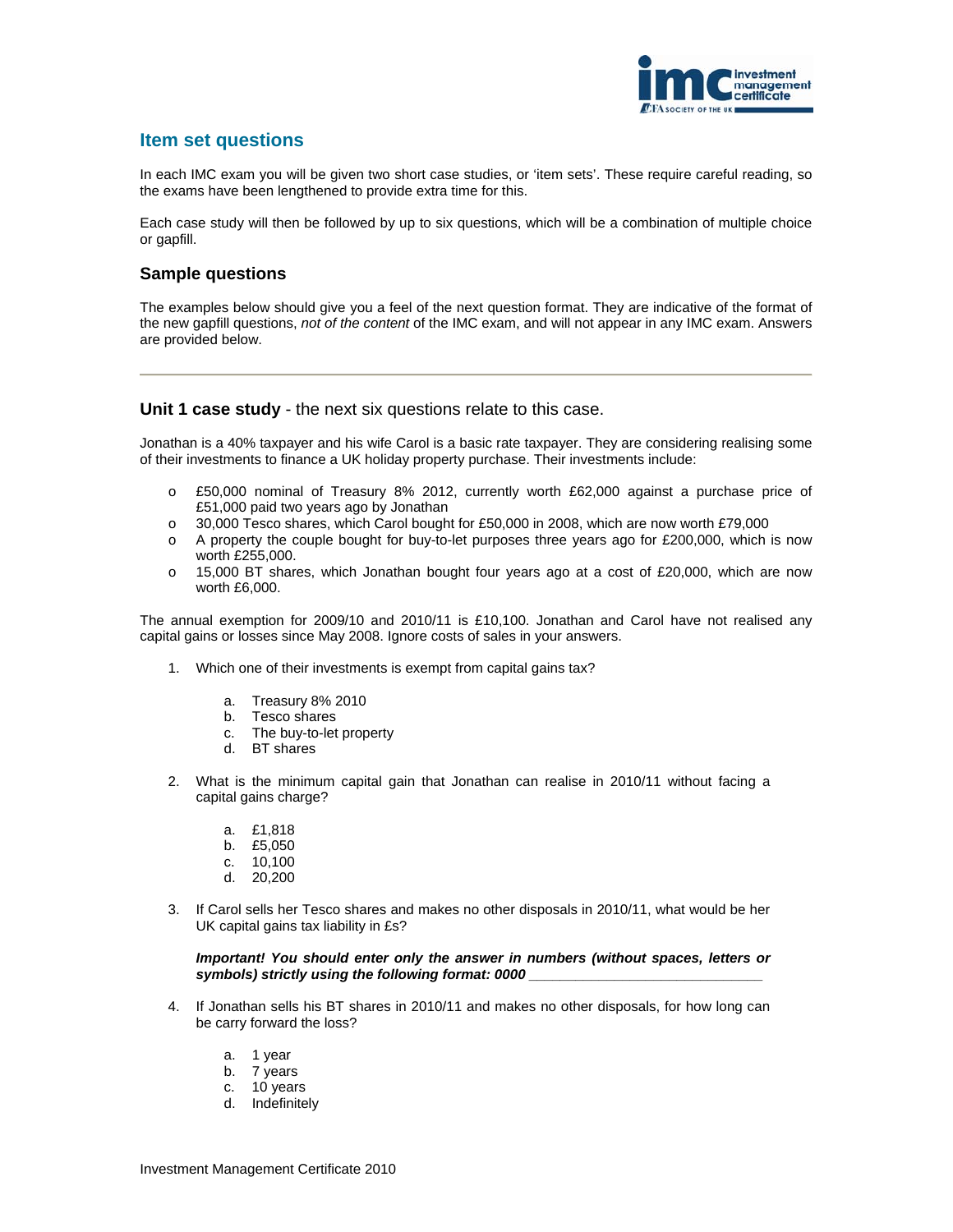## Item set questions

In each IMC exam you will be given two short case studies, or 'item sets'. These require careful reading, so the exams have been lengthened to provide extra time for this.

Each case study will then be followed by up to six questions, which will be a combination of multiple choice or gapfill.

### Sample questions

The examples below should give you a feel of the next question format. They are indicative of the format of the new gapfill questions, *not of the content* of the IMC exam, and will not appear in any IMC exam. Answers are provided below.

---

### **Unit 1 case study** - the next six questions relate to this case.

Jonathan is a 40% taxpayer and his wife Carol is a basic rate taxpayer. They are considering realising some of their investments to finance a UK holiday property purchase. Their investments include:

- £50,000 nominal of Treasury 8% 2012, currently worth £62,000 against a purchase price of £51,000 paid two years ago by Jonathan
- 30,000 Tesco shares, which Carol bought for £50,000 in 2008, which are now worth £79,000
- A property the couple bought for buy-to-let purposes three years ago for £200,000, which is now worth £255,000.
- 15,000 BT shares, which Jonathan bought four years ago at a cost of £20,000, which are now worth £6,000.

The annual exemption for 2009/10 and 2010/11 is £10,100. Jonathan and Carol have not realised any capital gains or losses since May 2008. Ignore costs of sales in your answers.

1. Which one of their investments is exempt from capital gains tax?

   a. Treasury 8% 2010
   b. Tesco shares
   c. The buy-to-let property
   d. BT shares

2. What is the minimum capital gain that Jonathan can realise in 2010/11 without facing a capital gains charge?

   a. £1,818
   b. £5,050
   c. 10,100
   d. 20,200

3. If Carol sells her Tesco shares and makes no other disposals in 2010/11, what would be her UK capital gains tax liability in £s?

   ***Important! You should enter only the answer in numbers (without spaces, letters or symbols) strictly using the following format: 0000 ______________________________***

4. If Jonathan sells his BT shares in 2010/11 and makes no other disposals, for how long can be carry forward the loss?

   a. 1 year
   b. 7 years
   c. 10 years
   d. Indefinitely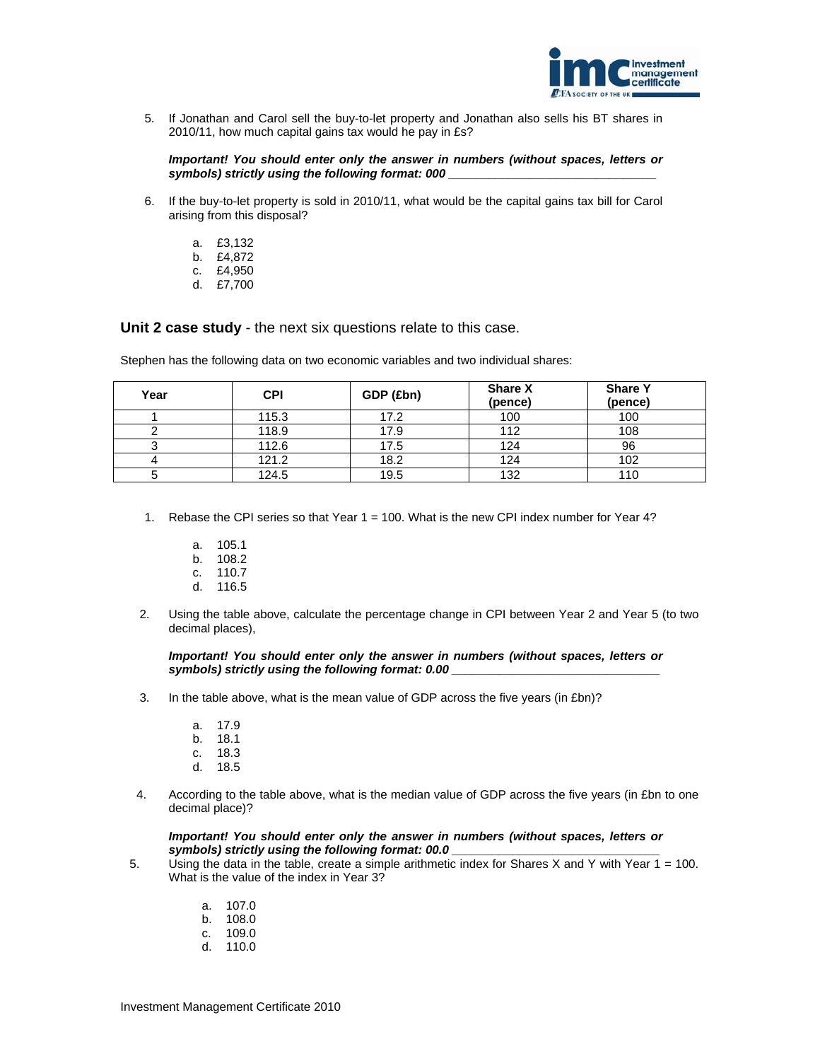5. If Jonathan and Carol sell the buy-to-let property and Jonathan also sells his BT shares in 2010/11, how much capital gains tax would he pay in £s?

   ***Important! You should enter only the answer in numbers (without spaces, letters or symbols) strictly using the following format: 000 ______________________________***

6. If the buy-to-let property is sold in 2010/11, what would be the capital gains tax bill for Carol arising from this disposal?

   a. £3,132
   b. £4,872
   c. £4,950
   d. £7,700

**Unit 2 case study** - the next six questions relate to this case.

Stephen has the following data on two economic variables and two individual shares:

| Year | CPI | GDP (£bn) | Share X (pence) | Share Y (pence) |
|---|---|---|---|---|
| 1 | 115.3 | 17.2 | 100 | 100 |
| 2 | 118.9 | 17.9 | 112 | 108 |
| 3 | 112.6 | 17.5 | 124 | 96 |
| 4 | 121.2 | 18.2 | 124 | 102 |
| 5 | 124.5 | 19.5 | 132 | 110 |

1. Rebase the CPI series so that Year 1 = 100. What is the new CPI index number for Year 4?

   a. 105.1
   b. 108.2
   c. 110.7
   d. 116.5

2. Using the table above, calculate the percentage change in CPI between Year 2 and Year 5 (to two decimal places),

   ***Important! You should enter only the answer in numbers (without spaces, letters or symbols) strictly using the following format: 0.00 ______________________________***

3. In the table above, what is the mean value of GDP across the five years (in £bn)?

   a. 17.9
   b. 18.1
   c. 18.3
   d. 18.5

4. According to the table above, what is the median value of GDP across the five years (in £bn to one decimal place)?

   ***Important! You should enter only the answer in numbers (without spaces, letters or symbols) strictly using the following format: 00.0 ______________________________***

5. Using the data in the table, create a simple arithmetic index for Shares X and Y with Year 1 = 100. What is the value of the index in Year 3?

   a. 107.0
   b. 108.0
   c. 109.0
   d. 110.0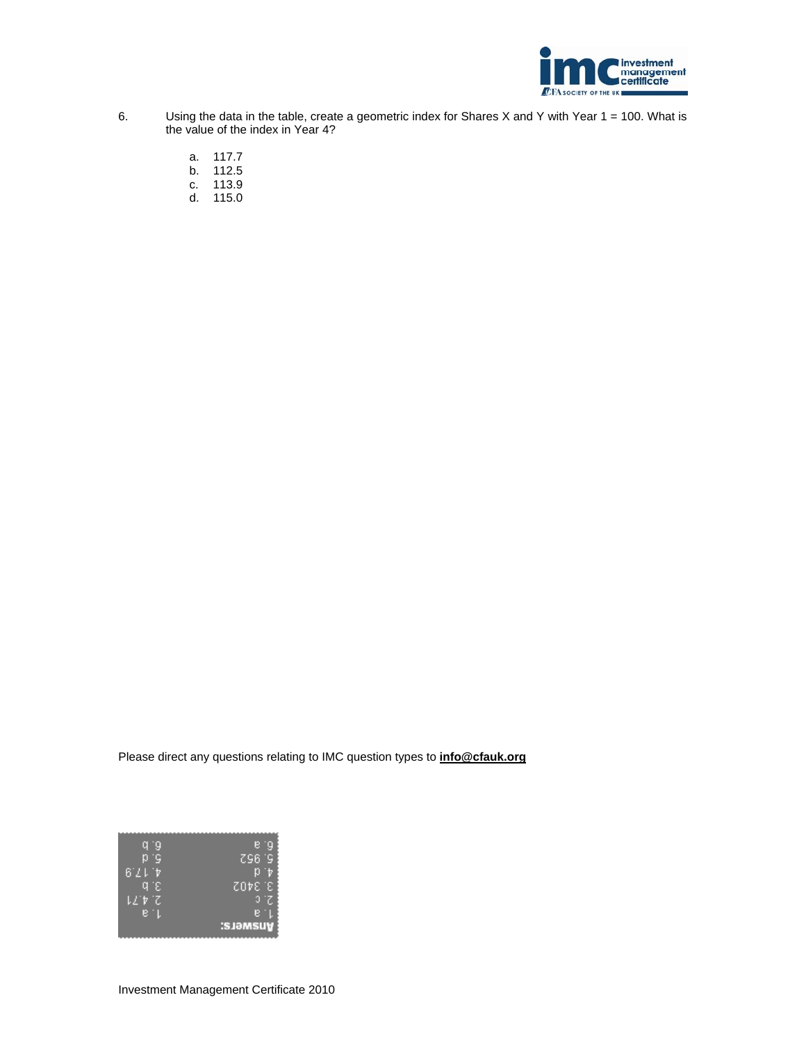6. Using the data in the table, create a geometric index for Shares X and Y with Year 1 = 100. What is the value of the index in Year 4?

   a. 117.7
   b. 112.5
   c. 113.9
   d. 115.0

Please direct any questions relating to IMC question types to **info@cfauk.org**

| **Answers:** | |
|---|---|
| 1. a | 1. a |
| 2. c | 2. 471 |
| 3. 3402 | 3. b |
| 4. d | 4. 17.9 |
| 5. 952 | 5. d |
| 6. a | 6. b |